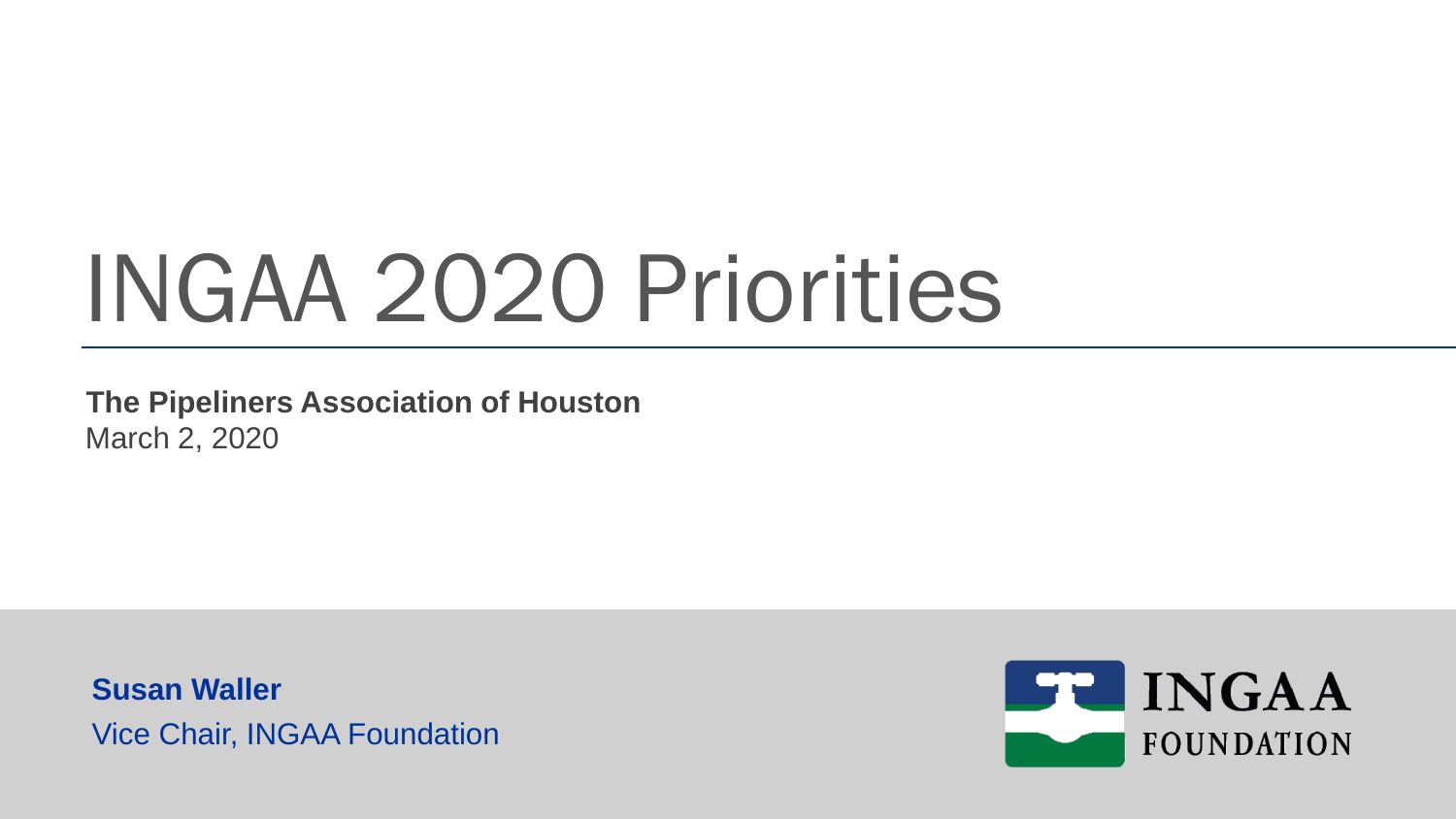# INGAA 2020 Priorities

**The Pipeliners Association of Houston**
March 2, 2020

**Susan Waller**
Vice Chair, INGAA Foundation

INGAA FOUNDATION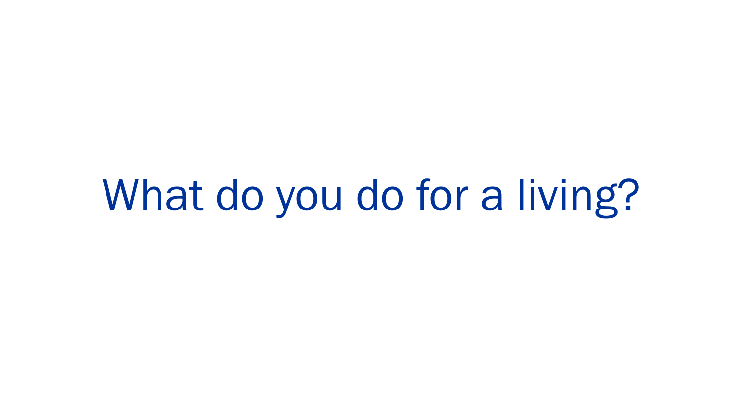What do you do for a living?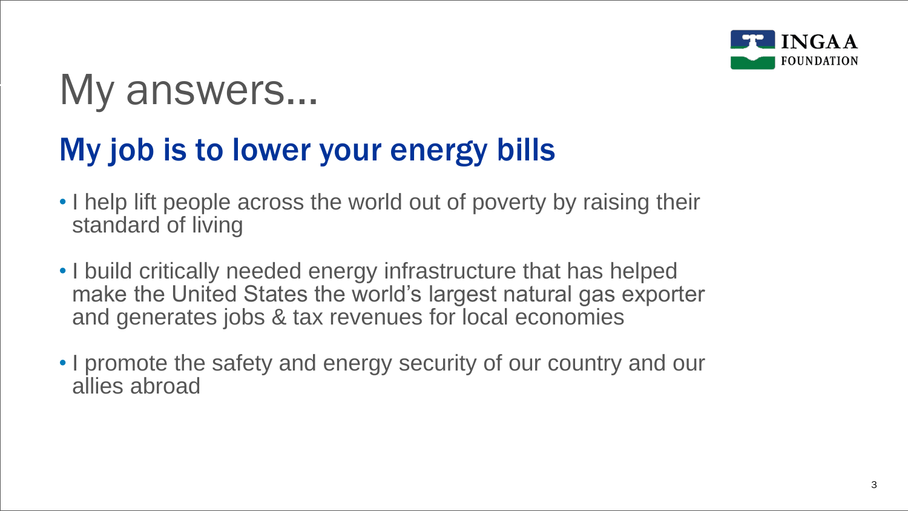# My answers…

## My job is to lower your energy bills

- I help lift people across the world out of poverty by raising their standard of living
- I build critically needed energy infrastructure that has helped make the United States the world's largest natural gas exporter and generates jobs & tax revenues for local economies
- I promote the safety and energy security of our country and our allies abroad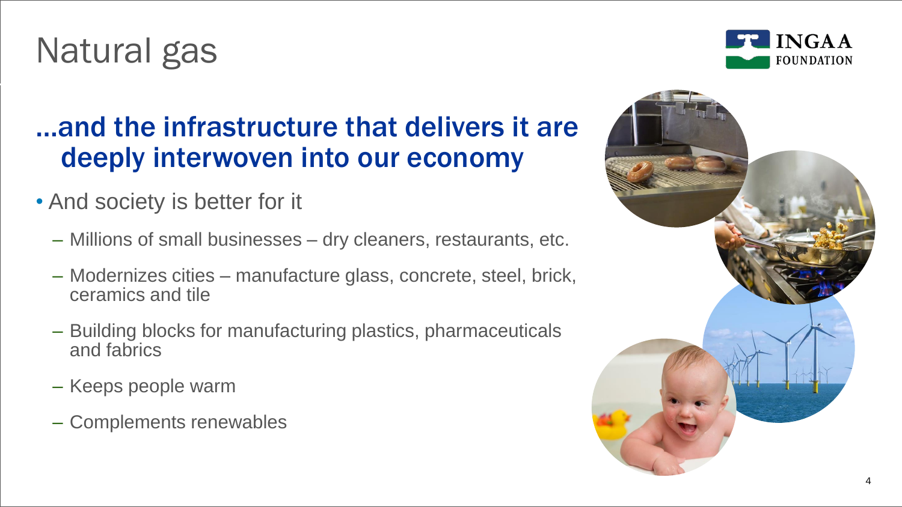# Natural gas

## …and the infrastructure that delivers it are deeply interwoven into our economy

- And society is better for it
  - Millions of small businesses – dry cleaners, restaurants, etc.
  - Modernizes cities – manufacture glass, concrete, steel, brick, ceramics and tile
  - Building blocks for manufacturing plastics, pharmaceuticals and fabrics
  - Keeps people warm
  - Complements renewables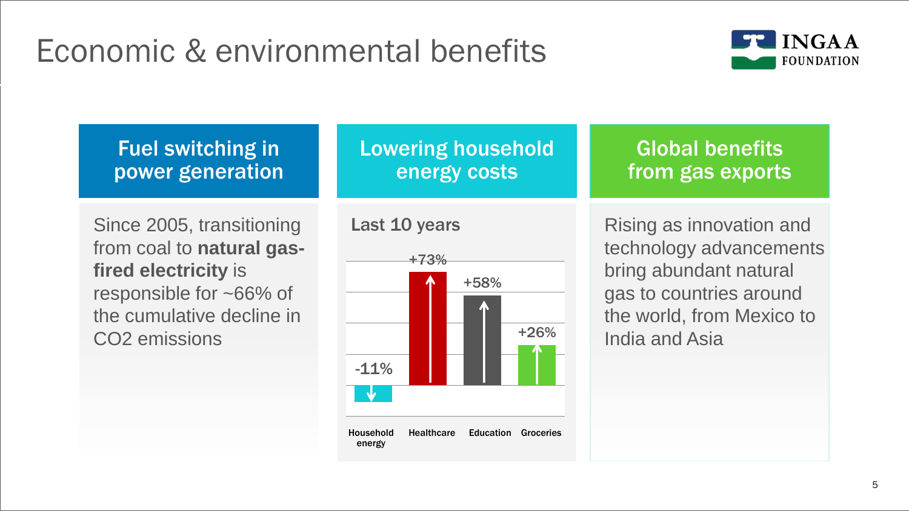# Economic & environmental benefits

## Fuel switching in power generation

Since 2005, transitioning from coal to **natural gas-fired electricity** is responsible for ~66% of the cumulative decline in $CO_2$ emissions

## Lowering household energy costs

**Last 10 years**

-11%
+73%
+58%
+26%

Household energy
Healthcare
Education
Groceries

## Global benefits from gas exports

Rising as innovation and technology advancements bring abundant natural gas to countries around the world, from Mexico to India and Asia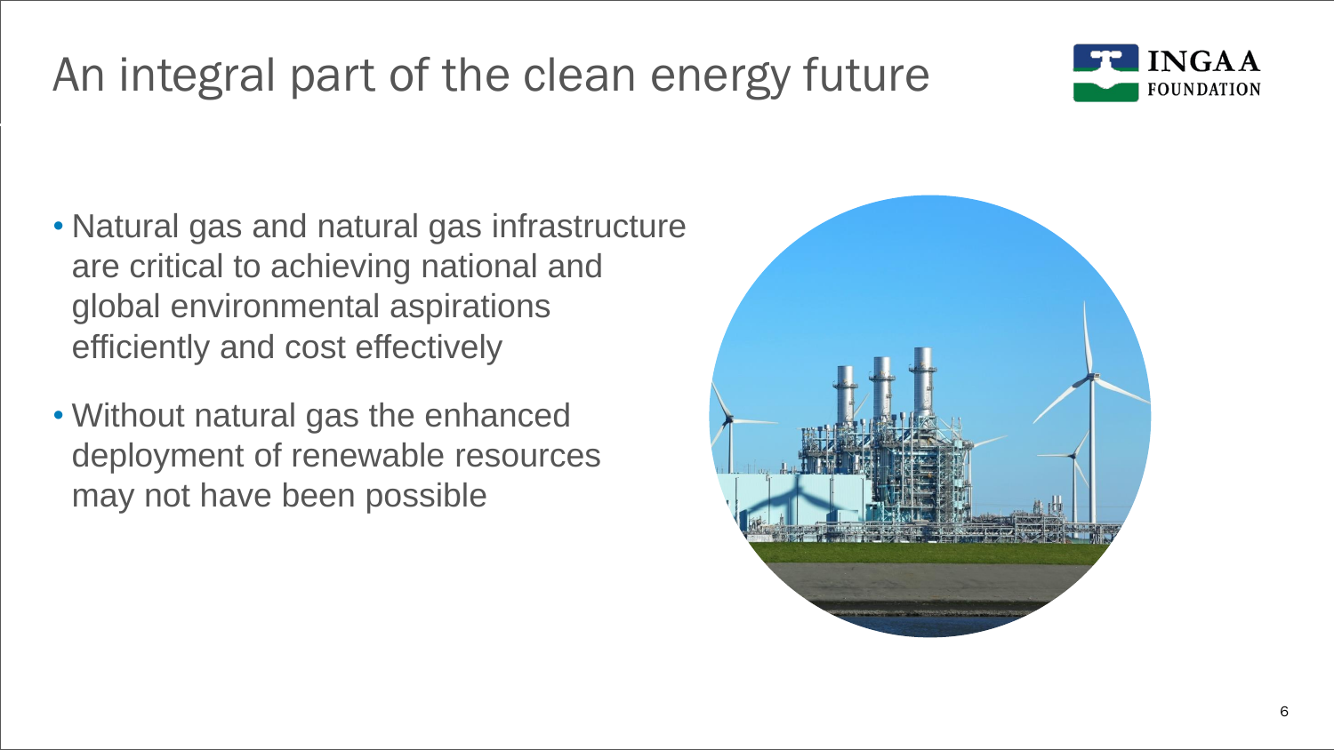# An integral part of the clean energy future

- Natural gas and natural gas infrastructure are critical to achieving national and global environmental aspirations efficiently and cost effectively
- Without natural gas the enhanced deployment of renewable resources may not have been possible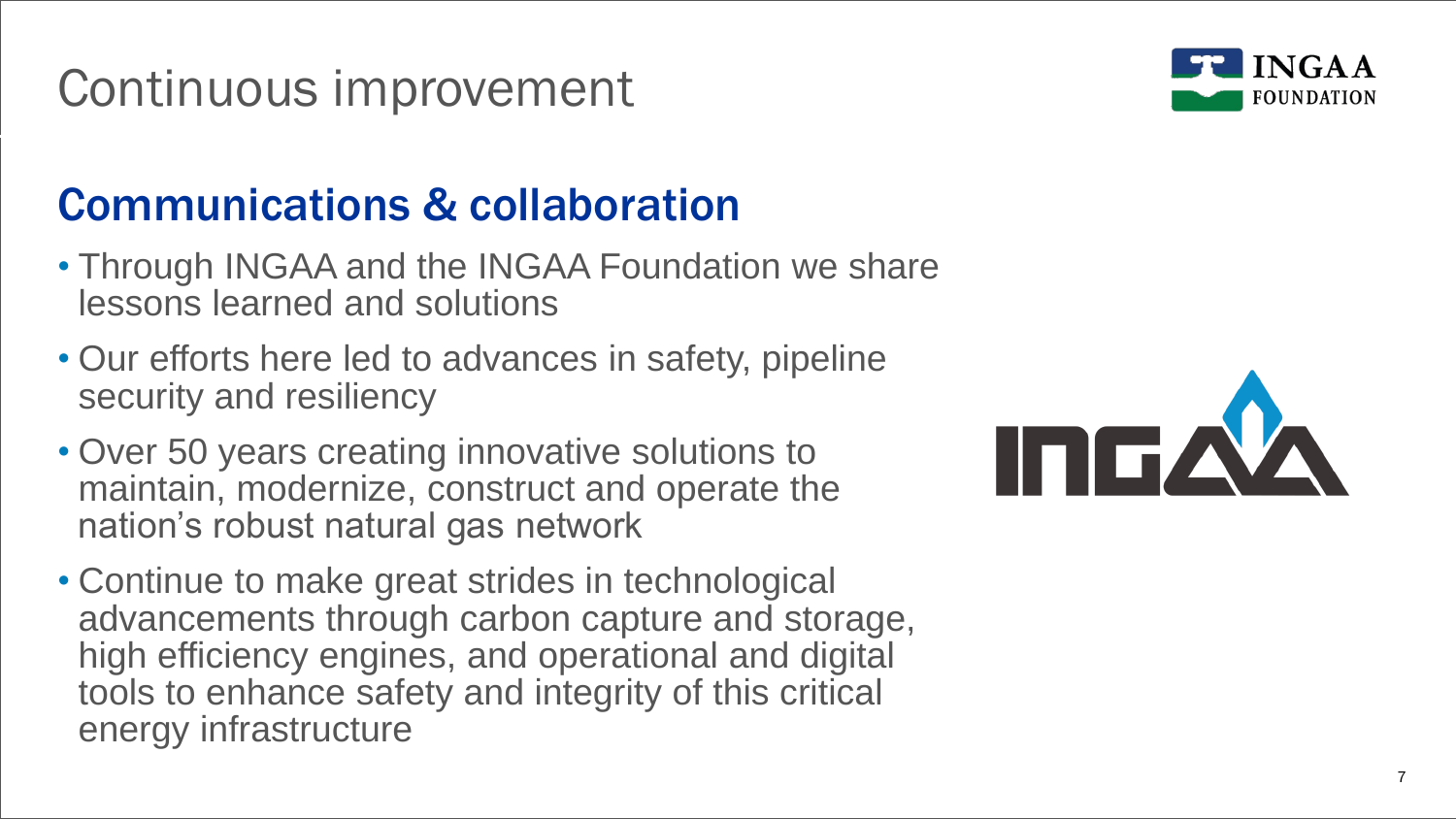# Continuous improvement

## Communications & collaboration

- Through INGAA and the INGAA Foundation we share lessons learned and solutions
- Our efforts here led to advances in safety, pipeline security and resiliency
- Over 50 years creating innovative solutions to maintain, modernize, construct and operate the nation's robust natural gas network
- Continue to make great strides in technological advancements through carbon capture and storage, high efficiency engines, and operational and digital tools to enhance safety and integrity of this critical energy infrastructure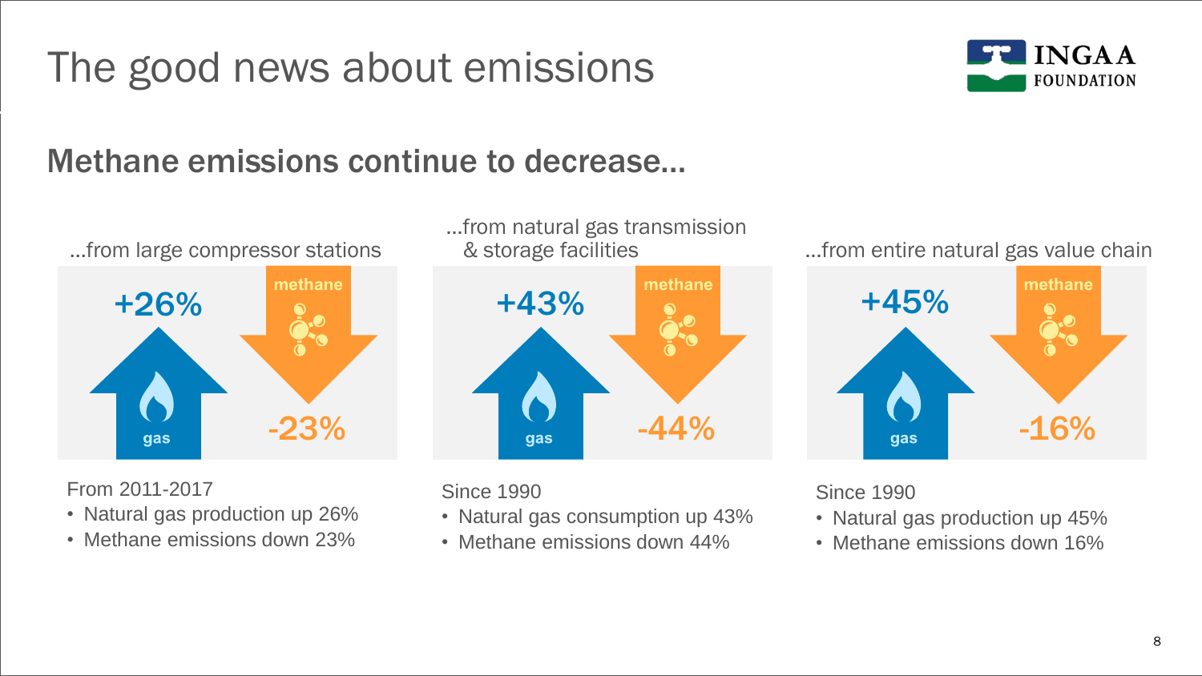# The good news about emissions

## Methane emissions continue to decrease…

### …from large compressor stations

+26%

gas

methane

-23%

From 2011-2017

- Natural gas production up 26%
- Methane emissions down 23%

### …from natural gas transmission & storage facilities

+43%

gas

methane

-44%

Since 1990

- Natural gas consumption up 43%
- Methane emissions down 44%

### …from entire natural gas value chain

+45%

gas

methane

-16%

Since 1990

- Natural gas production up 45%
- Methane emissions down 16%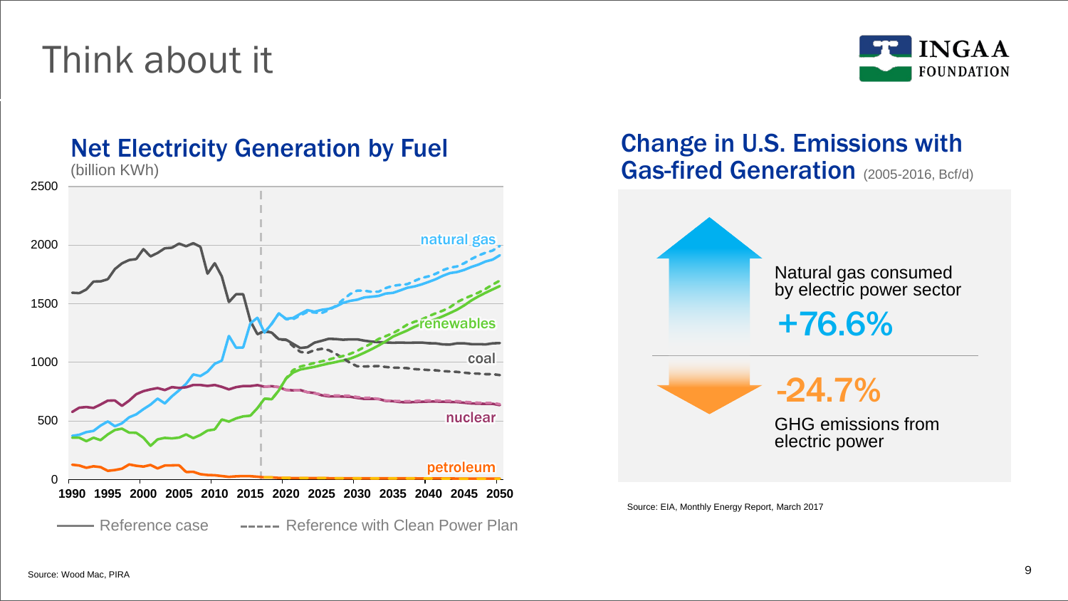# Think about it

INGAA FOUNDATION

## Net Electricity Generation by Fuel

(billion KWh)

2500
2000
1500
1000
500
0

1990 1995 2000 2005 2010 2015 2020 2025 2030 2035 2040 2045 2050

natural gas
renewables
coal
nuclear
petroleum

Reference case
Reference with Clean Power Plan

Source: Wood Mac, PIRA

## Change in U.S. Emissions with Gas-fired Generation (2005-2016, Bcf/d)

Natural gas consumed by electric power sector

+76.6%

-24.7%

GHG emissions from electric power

Source: EIA, Monthly Energy Report, March 2017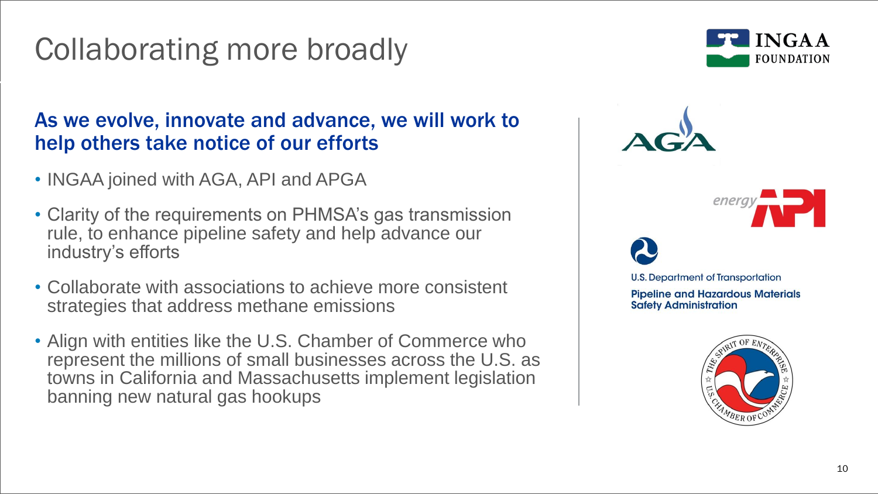# Collaborating more broadly

## As we evolve, innovate and advance, we will work to help others take notice of our efforts

- INGAA joined with AGA, API and APGA
- Clarity of the requirements on PHMSA's gas transmission rule, to enhance pipeline safety and help advance our industry's efforts
- Collaborate with associations to achieve more consistent strategies that address methane emissions
- Align with entities like the U.S. Chamber of Commerce who represent the millions of small businesses across the U.S. as towns in California and Massachusetts implement legislation banning new natural gas hookups

U.S. Department of Transportation

Pipeline and Hazardous Materials Safety Administration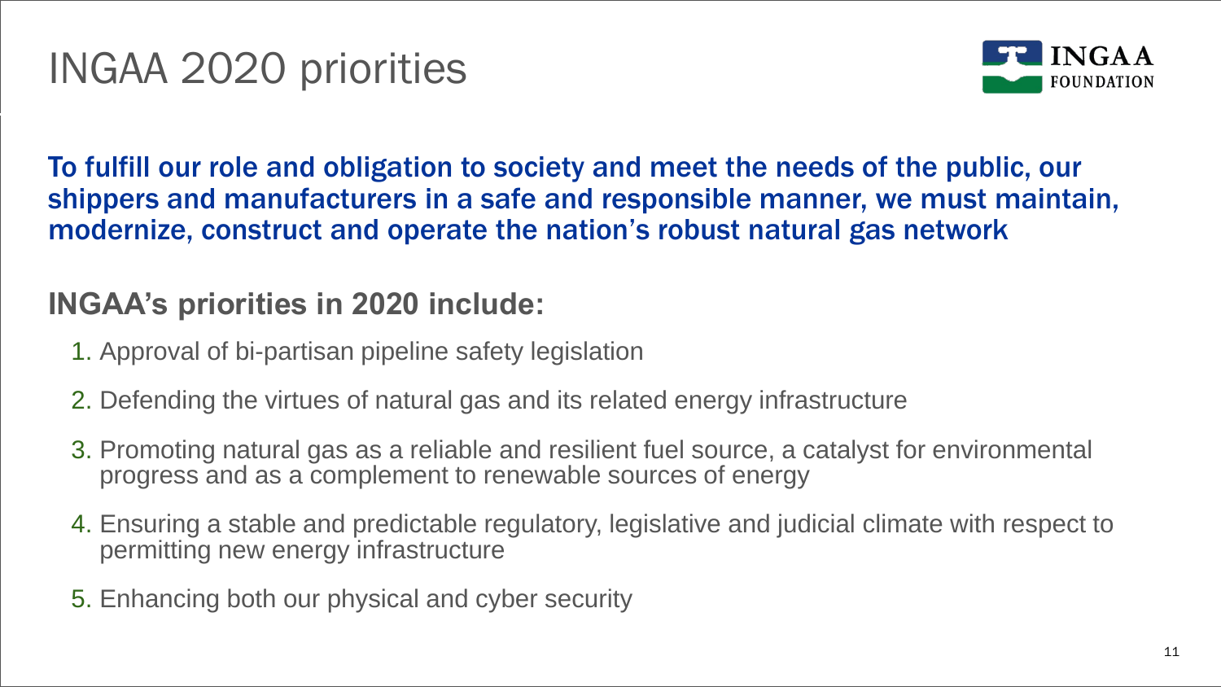# INGAA 2020 priorities

**To fulfill our role and obligation to society and meet the needs of the public, our shippers and manufacturers in a safe and responsible manner, we must maintain, modernize, construct and operate the nation's robust natural gas network**

## INGAA's priorities in 2020 include:

1. Approval of bi-partisan pipeline safety legislation
2. Defending the virtues of natural gas and its related energy infrastructure
3. Promoting natural gas as a reliable and resilient fuel source, a catalyst for environmental progress and as a complement to renewable sources of energy
4. Ensuring a stable and predictable regulatory, legislative and judicial climate with respect to permitting new energy infrastructure
5. Enhancing both our physical and cyber security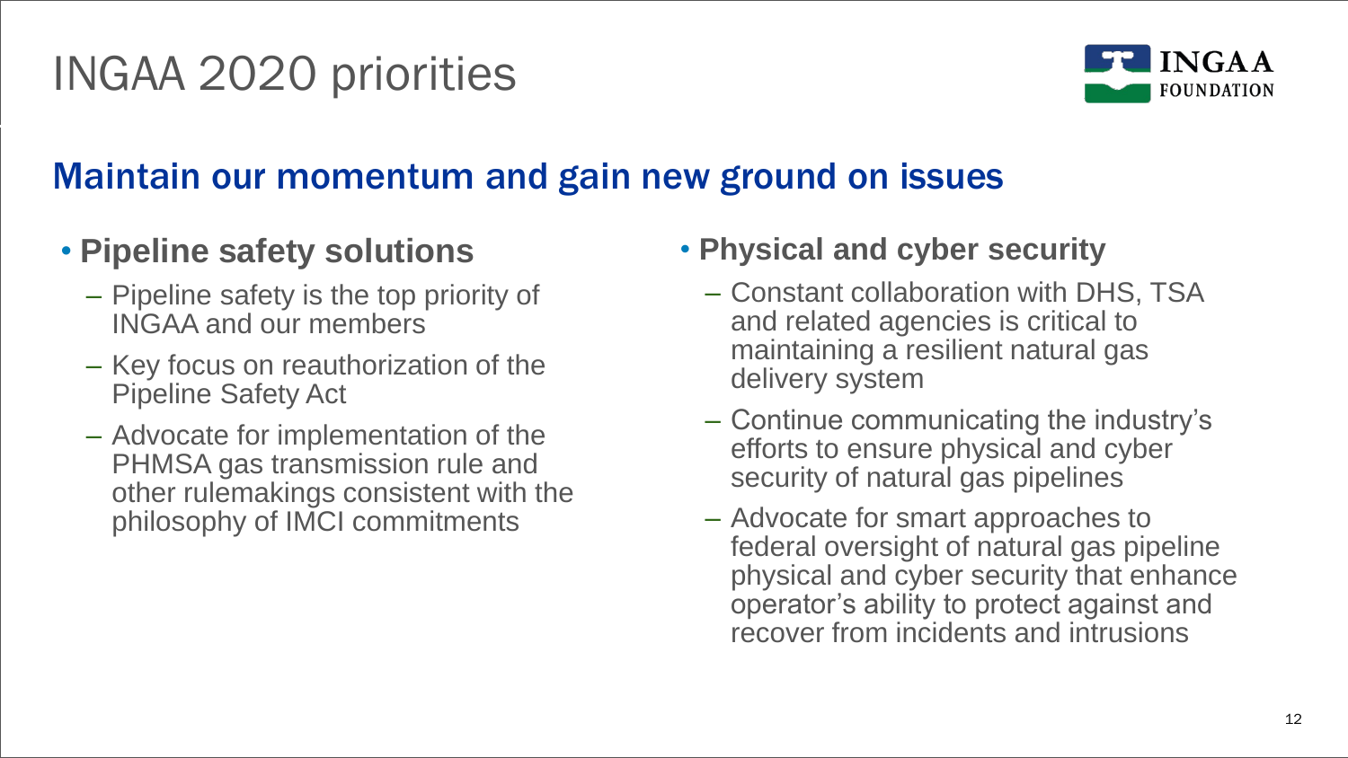# INGAA 2020 priorities

## Maintain our momentum and gain new ground on issues

- **Pipeline safety solutions**
  - Pipeline safety is the top priority of INGAA and our members
  - Key focus on reauthorization of the Pipeline Safety Act
  - Advocate for implementation of the PHMSA gas transmission rule and other rulemakings consistent with the philosophy of IMCI commitments

- **Physical and cyber security**
  - Constant collaboration with DHS, TSA and related agencies is critical to maintaining a resilient natural gas delivery system
  - Continue communicating the industry's efforts to ensure physical and cyber security of natural gas pipelines
  - Advocate for smart approaches to federal oversight of natural gas pipeline physical and cyber security that enhance operator's ability to protect against and recover from incidents and intrusions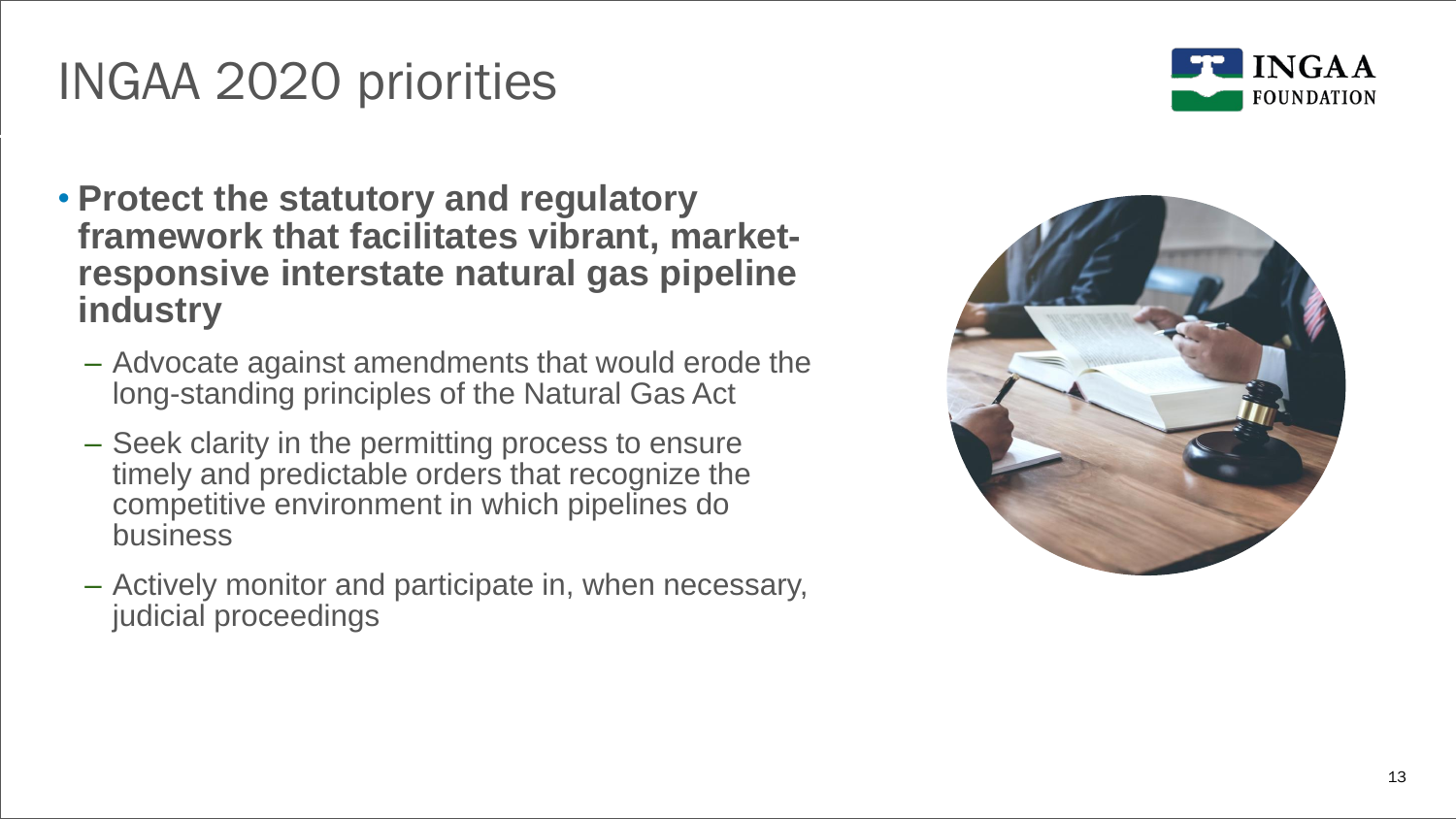# INGAA 2020 priorities

- **Protect the statutory and regulatory framework that facilitates vibrant, market-responsive interstate natural gas pipeline industry**
  - Advocate against amendments that would erode the long-standing principles of the Natural Gas Act
  - Seek clarity in the permitting process to ensure timely and predictable orders that recognize the competitive environment in which pipelines do business
  - Actively monitor and participate in, when necessary, judicial proceedings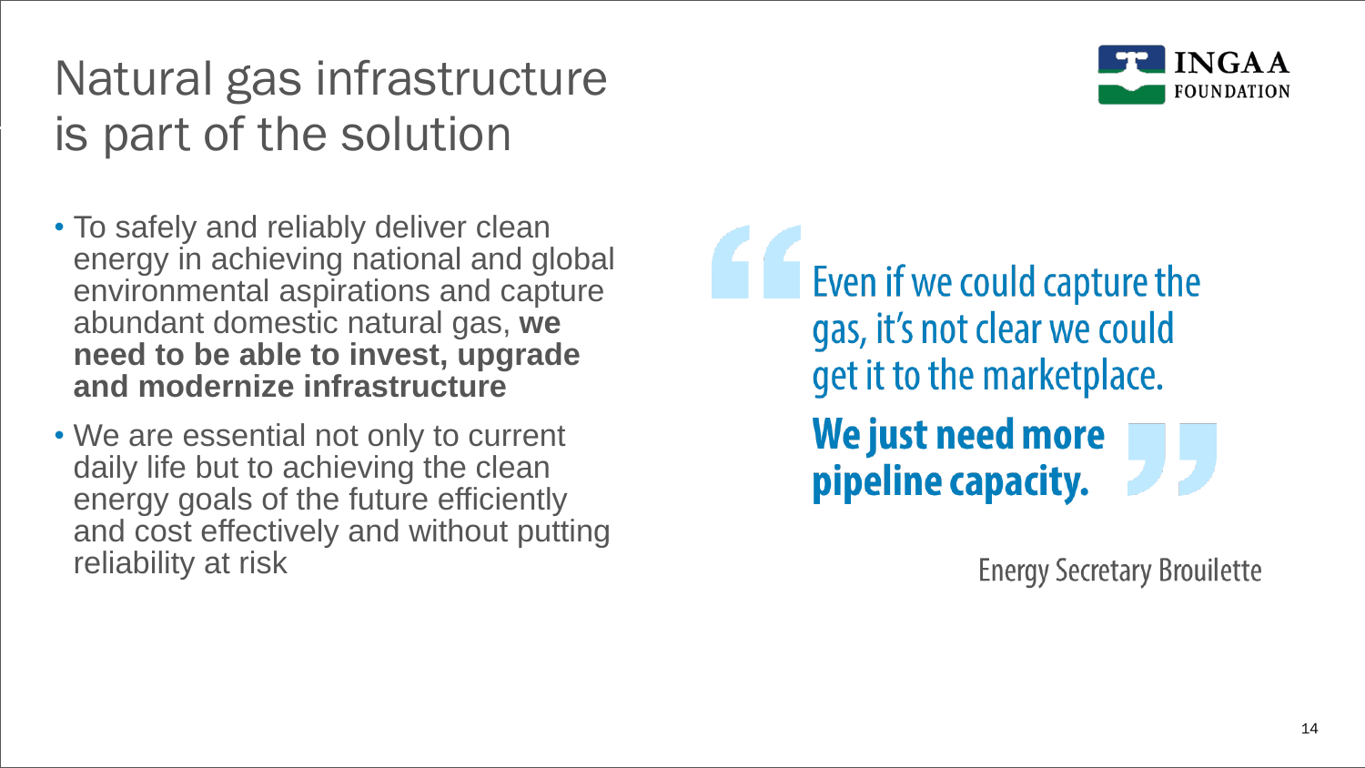# Natural gas infrastructure is part of the solution

INGAA FOUNDATION

- To safely and reliably deliver clean energy in achieving national and global environmental aspirations and capture abundant domestic natural gas, **we need to be able to invest, upgrade and modernize infrastructure**
- We are essential not only to current daily life but to achieving the clean energy goals of the future efficiently and cost effectively and without putting reliability at risk

> Even if we could capture the gas, it's not clear we could get it to the marketplace. **We just need more pipeline capacity.**
>
> Energy Secretary Brouilette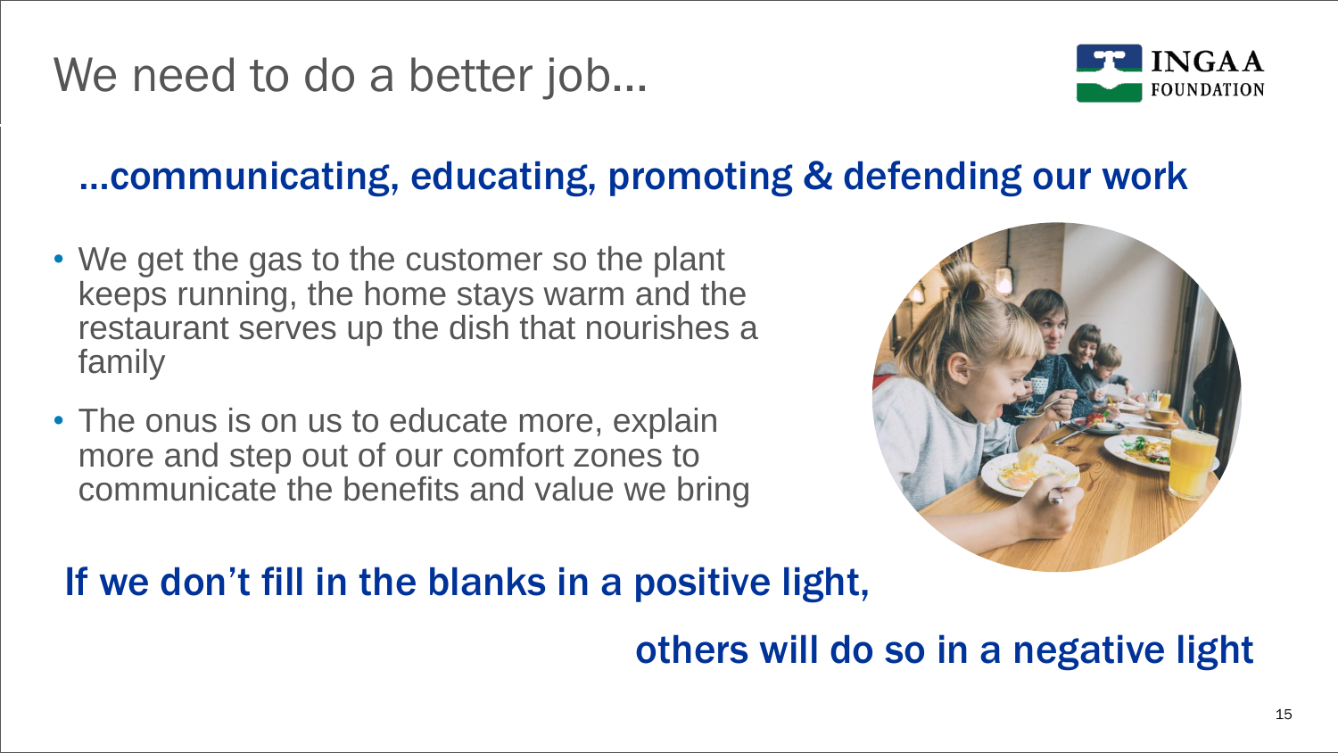# We need to do a better job…

## …communicating, educating, promoting & defending our work

- We get the gas to the customer so the plant keeps running, the home stays warm and the restaurant serves up the dish that nourishes a family
- The onus is on us to educate more, explain more and step out of our comfort zones to communicate the benefits and value we bring

**If we don't fill in the blanks in a positive light,**

**others will do so in a negative light**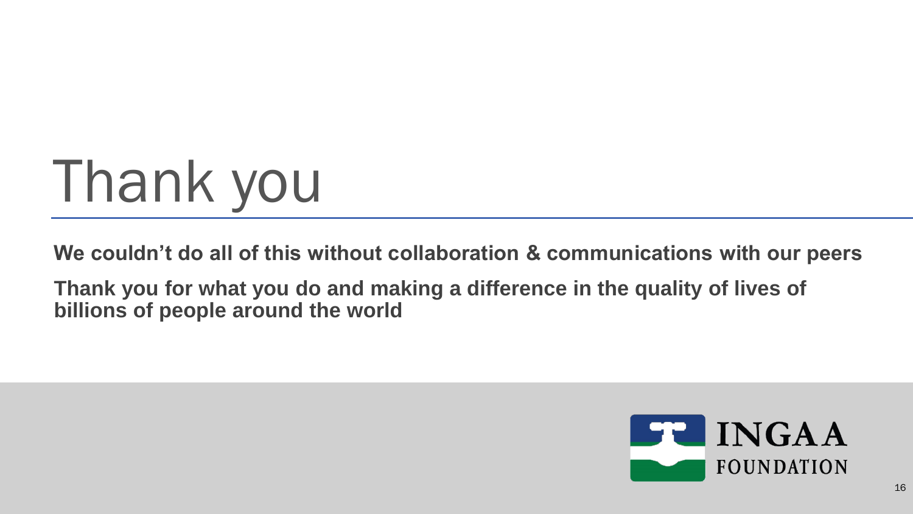# Thank you

**We couldn't do all of this without collaboration & communications with our peers**

**Thank you for what you do and making a difference in the quality of lives of billions of people around the world**

INGAA FOUNDATION